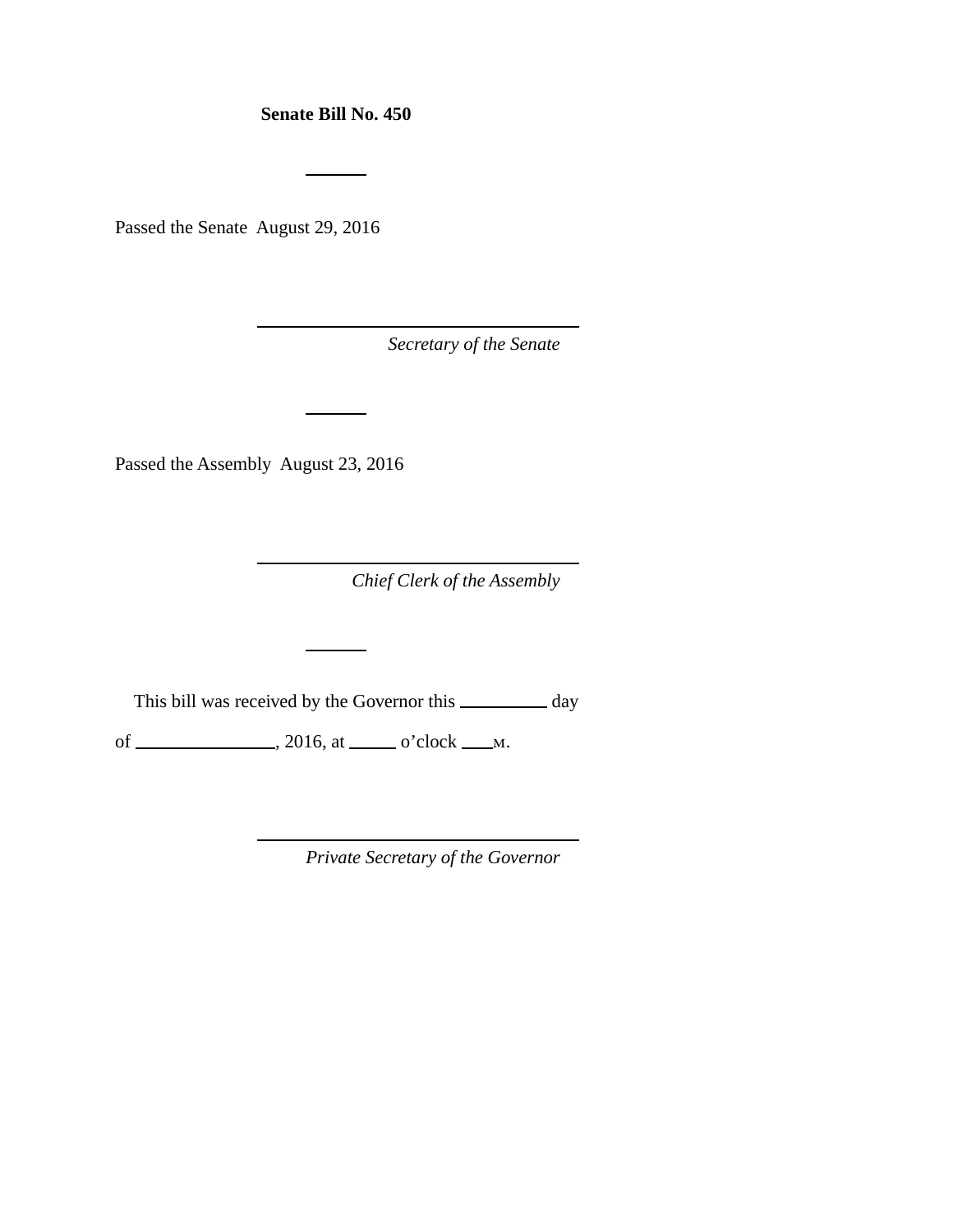**Senate Bill No. 450**

---

Passed the Senate August 29, 2016

_______________________________

*Secretary of the Senate*

---

Passed the Assembly August 23, 2016

_______________________________

*Chief Clerk of the Assembly*

---

This bill was received by the Governor this ________ day of ______________, 2016, at _____ o'clock ___M.

_______________________________

*Private Secretary of the Governor*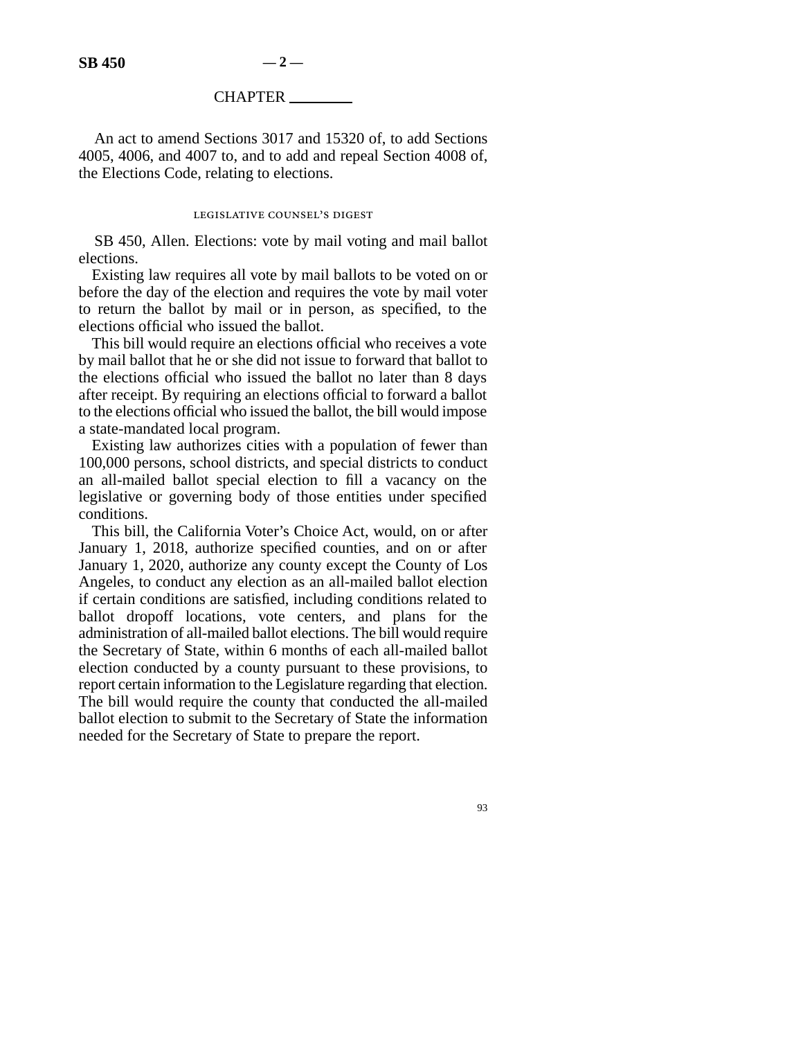CHAPTER ________

An act to amend Sections 3017 and 15320 of, to add Sections 4005, 4006, and 4007 to, and to add and repeal Section 4008 of, the Elections Code, relating to elections.

## LEGISLATIVE COUNSEL'S DIGEST

SB 450, Allen. Elections: vote by mail voting and mail ballot elections.

Existing law requires all vote by mail ballots to be voted on or before the day of the election and requires the vote by mail voter to return the ballot by mail or in person, as specified, to the elections official who issued the ballot.

This bill would require an elections official who receives a vote by mail ballot that he or she did not issue to forward that ballot to the elections official who issued the ballot no later than 8 days after receipt. By requiring an elections official to forward a ballot to the elections official who issued the ballot, the bill would impose a state-mandated local program.

Existing law authorizes cities with a population of fewer than 100,000 persons, school districts, and special districts to conduct an all-mailed ballot special election to fill a vacancy on the legislative or governing body of those entities under specified conditions.

This bill, the California Voter's Choice Act, would, on or after January 1, 2018, authorize specified counties, and on or after January 1, 2020, authorize any county except the County of Los Angeles, to conduct any election as an all-mailed ballot election if certain conditions are satisfied, including conditions related to ballot dropoff locations, vote centers, and plans for the administration of all-mailed ballot elections. The bill would require the Secretary of State, within 6 months of each all-mailed ballot election conducted by a county pursuant to these provisions, to report certain information to the Legislature regarding that election. The bill would require the county that conducted the all-mailed ballot election to submit to the Secretary of State the information needed for the Secretary of State to prepare the report.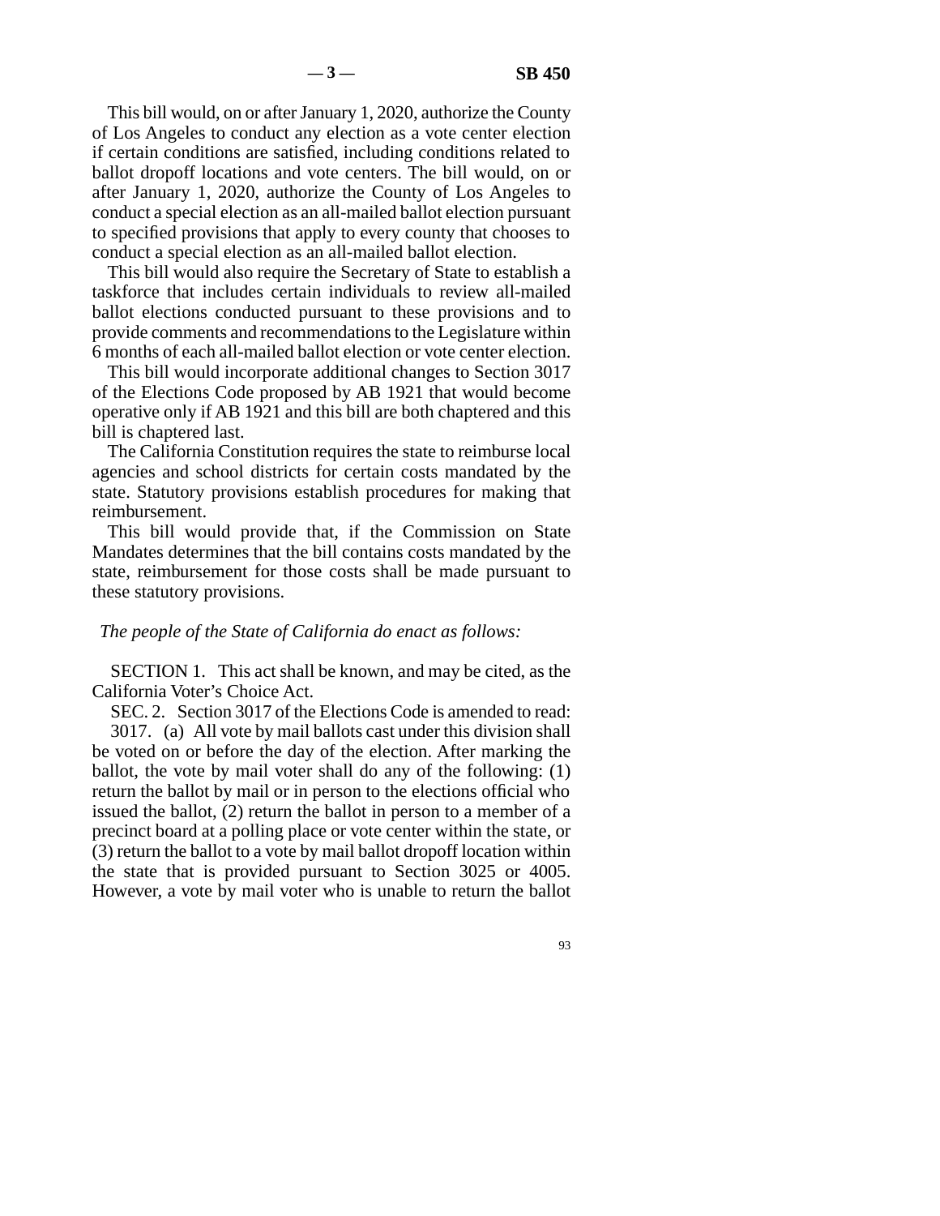This bill would, on or after January 1, 2020, authorize the County of Los Angeles to conduct any election as a vote center election if certain conditions are satisfied, including conditions related to ballot dropoff locations and vote centers. The bill would, on or after January 1, 2020, authorize the County of Los Angeles to conduct a special election as an all-mailed ballot election pursuant to specified provisions that apply to every county that chooses to conduct a special election as an all-mailed ballot election.

This bill would also require the Secretary of State to establish a taskforce that includes certain individuals to review all-mailed ballot elections conducted pursuant to these provisions and to provide comments and recommendations to the Legislature within 6 months of each all-mailed ballot election or vote center election.

This bill would incorporate additional changes to Section 3017 of the Elections Code proposed by AB 1921 that would become operative only if AB 1921 and this bill are both chaptered and this bill is chaptered last.

The California Constitution requires the state to reimburse local agencies and school districts for certain costs mandated by the state. Statutory provisions establish procedures for making that reimbursement.

This bill would provide that, if the Commission on State Mandates determines that the bill contains costs mandated by the state, reimbursement for those costs shall be made pursuant to these statutory provisions.

*The people of the State of California do enact as follows:*

SECTION 1. This act shall be known, and may be cited, as the California Voter's Choice Act.

SEC. 2. Section 3017 of the Elections Code is amended to read:

3017. (a) All vote by mail ballots cast under this division shall be voted on or before the day of the election. After marking the ballot, the vote by mail voter shall do any of the following: (1) return the ballot by mail or in person to the elections official who issued the ballot, (2) return the ballot in person to a member of a precinct board at a polling place or vote center within the state, or (3) return the ballot to a vote by mail ballot dropoff location within the state that is provided pursuant to Section 3025 or 4005. However, a vote by mail voter who is unable to return the ballot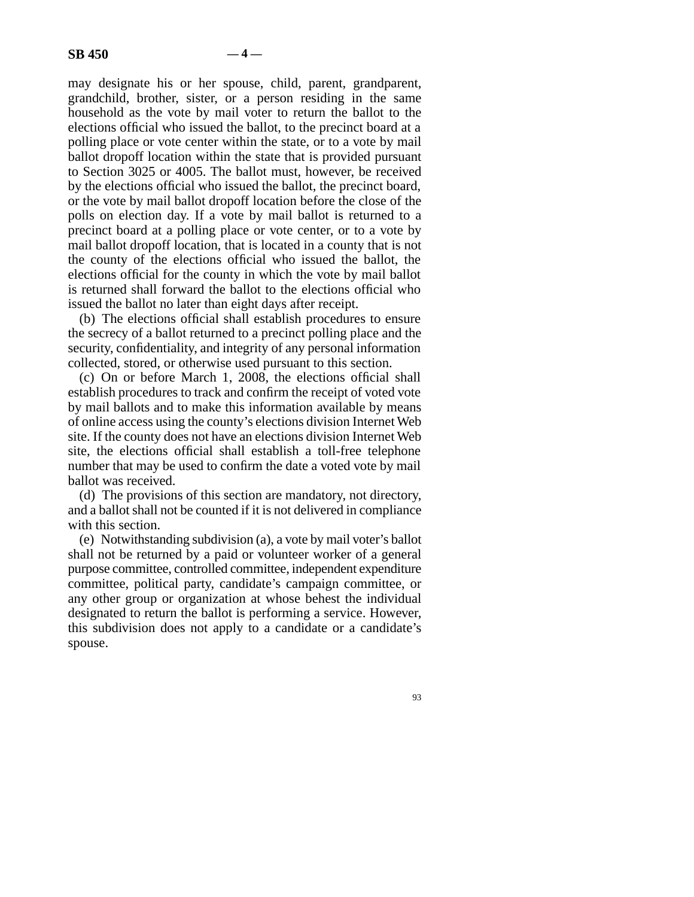may designate his or her spouse, child, parent, grandparent, grandchild, brother, sister, or a person residing in the same household as the vote by mail voter to return the ballot to the elections official who issued the ballot, to the precinct board at a polling place or vote center within the state, or to a vote by mail ballot dropoff location within the state that is provided pursuant to Section 3025 or 4005. The ballot must, however, be received by the elections official who issued the ballot, the precinct board, or the vote by mail ballot dropoff location before the close of the polls on election day. If a vote by mail ballot is returned to a precinct board at a polling place or vote center, or to a vote by mail ballot dropoff location, that is located in a county that is not the county of the elections official who issued the ballot, the elections official for the county in which the vote by mail ballot is returned shall forward the ballot to the elections official who issued the ballot no later than eight days after receipt.

(b) The elections official shall establish procedures to ensure the secrecy of a ballot returned to a precinct polling place and the security, confidentiality, and integrity of any personal information collected, stored, or otherwise used pursuant to this section.

(c) On or before March 1, 2008, the elections official shall establish procedures to track and confirm the receipt of voted vote by mail ballots and to make this information available by means of online access using the county's elections division Internet Web site. If the county does not have an elections division Internet Web site, the elections official shall establish a toll-free telephone number that may be used to confirm the date a voted vote by mail ballot was received.

(d) The provisions of this section are mandatory, not directory, and a ballot shall not be counted if it is not delivered in compliance with this section.

(e) Notwithstanding subdivision (a), a vote by mail voter's ballot shall not be returned by a paid or volunteer worker of a general purpose committee, controlled committee, independent expenditure committee, political party, candidate's campaign committee, or any other group or organization at whose behest the individual designated to return the ballot is performing a service. However, this subdivision does not apply to a candidate or a candidate's spouse.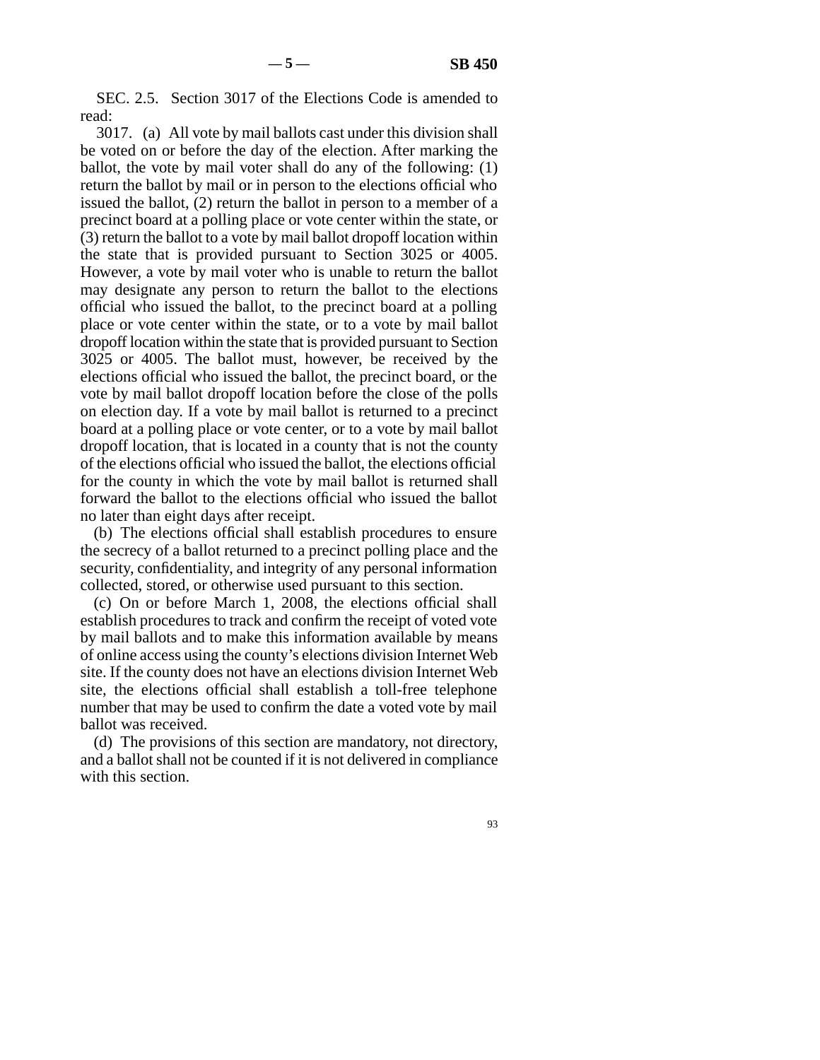SEC. 2.5. Section 3017 of the Elections Code is amended to read:

3017. (a) All vote by mail ballots cast under this division shall be voted on or before the day of the election. After marking the ballot, the vote by mail voter shall do any of the following: (1) return the ballot by mail or in person to the elections official who issued the ballot, (2) return the ballot in person to a member of a precinct board at a polling place or vote center within the state, or (3) return the ballot to a vote by mail ballot dropoff location within the state that is provided pursuant to Section 3025 or 4005. However, a vote by mail voter who is unable to return the ballot may designate any person to return the ballot to the elections official who issued the ballot, to the precinct board at a polling place or vote center within the state, or to a vote by mail ballot dropoff location within the state that is provided pursuant to Section 3025 or 4005. The ballot must, however, be received by the elections official who issued the ballot, the precinct board, or the vote by mail ballot dropoff location before the close of the polls on election day. If a vote by mail ballot is returned to a precinct board at a polling place or vote center, or to a vote by mail ballot dropoff location, that is located in a county that is not the county of the elections official who issued the ballot, the elections official for the county in which the vote by mail ballot is returned shall forward the ballot to the elections official who issued the ballot no later than eight days after receipt.

(b) The elections official shall establish procedures to ensure the secrecy of a ballot returned to a precinct polling place and the security, confidentiality, and integrity of any personal information collected, stored, or otherwise used pursuant to this section.

(c) On or before March 1, 2008, the elections official shall establish procedures to track and confirm the receipt of voted vote by mail ballots and to make this information available by means of online access using the county's elections division Internet Web site. If the county does not have an elections division Internet Web site, the elections official shall establish a toll-free telephone number that may be used to confirm the date a voted vote by mail ballot was received.

(d) The provisions of this section are mandatory, not directory, and a ballot shall not be counted if it is not delivered in compliance with this section.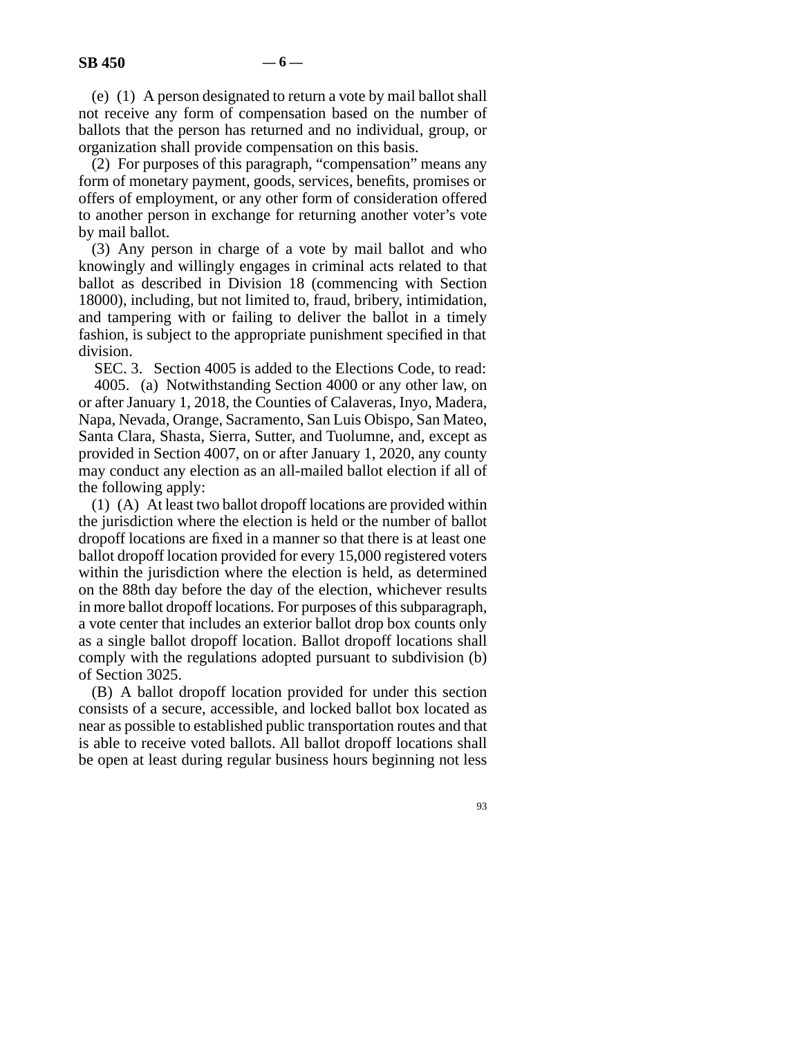(e) (1) A person designated to return a vote by mail ballot shall not receive any form of compensation based on the number of ballots that the person has returned and no individual, group, or organization shall provide compensation on this basis.

(2) For purposes of this paragraph, "compensation" means any form of monetary payment, goods, services, benefits, promises or offers of employment, or any other form of consideration offered to another person in exchange for returning another voter's vote by mail ballot.

(3) Any person in charge of a vote by mail ballot and who knowingly and willingly engages in criminal acts related to that ballot as described in Division 18 (commencing with Section 18000), including, but not limited to, fraud, bribery, intimidation, and tampering with or failing to deliver the ballot in a timely fashion, is subject to the appropriate punishment specified in that division.

SEC. 3. Section 4005 is added to the Elections Code, to read:

4005. (a) Notwithstanding Section 4000 or any other law, on or after January 1, 2018, the Counties of Calaveras, Inyo, Madera, Napa, Nevada, Orange, Sacramento, San Luis Obispo, San Mateo, Santa Clara, Shasta, Sierra, Sutter, and Tuolumne, and, except as provided in Section 4007, on or after January 1, 2020, any county may conduct any election as an all-mailed ballot election if all of the following apply:

(1) (A) At least two ballot dropoff locations are provided within the jurisdiction where the election is held or the number of ballot dropoff locations are fixed in a manner so that there is at least one ballot dropoff location provided for every 15,000 registered voters within the jurisdiction where the election is held, as determined on the 88th day before the day of the election, whichever results in more ballot dropoff locations. For purposes of this subparagraph, a vote center that includes an exterior ballot drop box counts only as a single ballot dropoff location. Ballot dropoff locations shall comply with the regulations adopted pursuant to subdivision (b) of Section 3025.

(B) A ballot dropoff location provided for under this section consists of a secure, accessible, and locked ballot box located as near as possible to established public transportation routes and that is able to receive voted ballots. All ballot dropoff locations shall be open at least during regular business hours beginning not less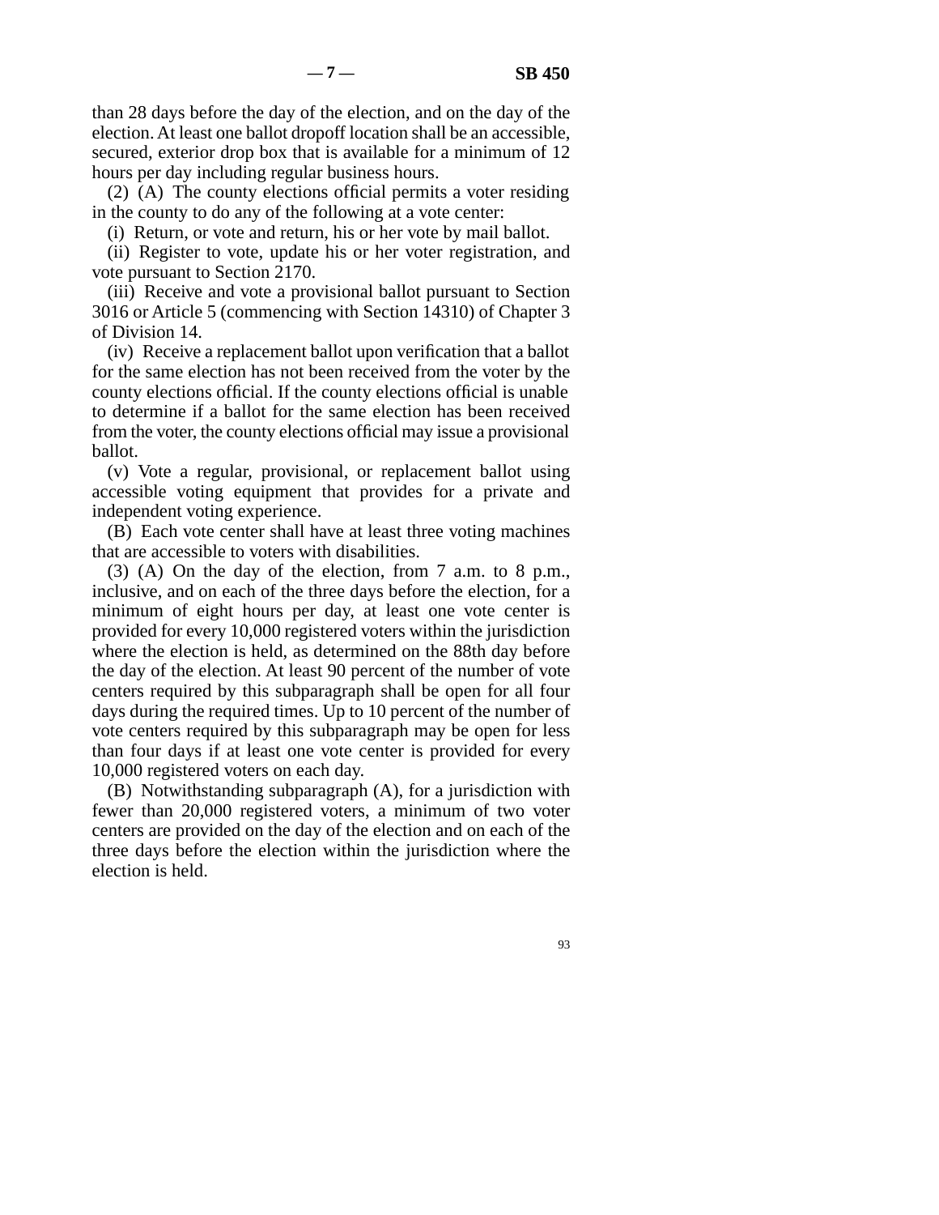than 28 days before the day of the election, and on the day of the election. At least one ballot dropoff location shall be an accessible, secured, exterior drop box that is available for a minimum of 12 hours per day including regular business hours.

(2) (A) The county elections official permits a voter residing in the county to do any of the following at a vote center:

(i) Return, or vote and return, his or her vote by mail ballot.

(ii) Register to vote, update his or her voter registration, and vote pursuant to Section 2170.

(iii) Receive and vote a provisional ballot pursuant to Section 3016 or Article 5 (commencing with Section 14310) of Chapter 3 of Division 14.

(iv) Receive a replacement ballot upon verification that a ballot for the same election has not been received from the voter by the county elections official. If the county elections official is unable to determine if a ballot for the same election has been received from the voter, the county elections official may issue a provisional ballot.

(v) Vote a regular, provisional, or replacement ballot using accessible voting equipment that provides for a private and independent voting experience.

(B) Each vote center shall have at least three voting machines that are accessible to voters with disabilities.

(3) (A) On the day of the election, from 7 a.m. to 8 p.m., inclusive, and on each of the three days before the election, for a minimum of eight hours per day, at least one vote center is provided for every 10,000 registered voters within the jurisdiction where the election is held, as determined on the 88th day before the day of the election. At least 90 percent of the number of vote centers required by this subparagraph shall be open for all four days during the required times. Up to 10 percent of the number of vote centers required by this subparagraph may be open for less than four days if at least one vote center is provided for every 10,000 registered voters on each day.

(B) Notwithstanding subparagraph (A), for a jurisdiction with fewer than 20,000 registered voters, a minimum of two voter centers are provided on the day of the election and on each of the three days before the election within the jurisdiction where the election is held.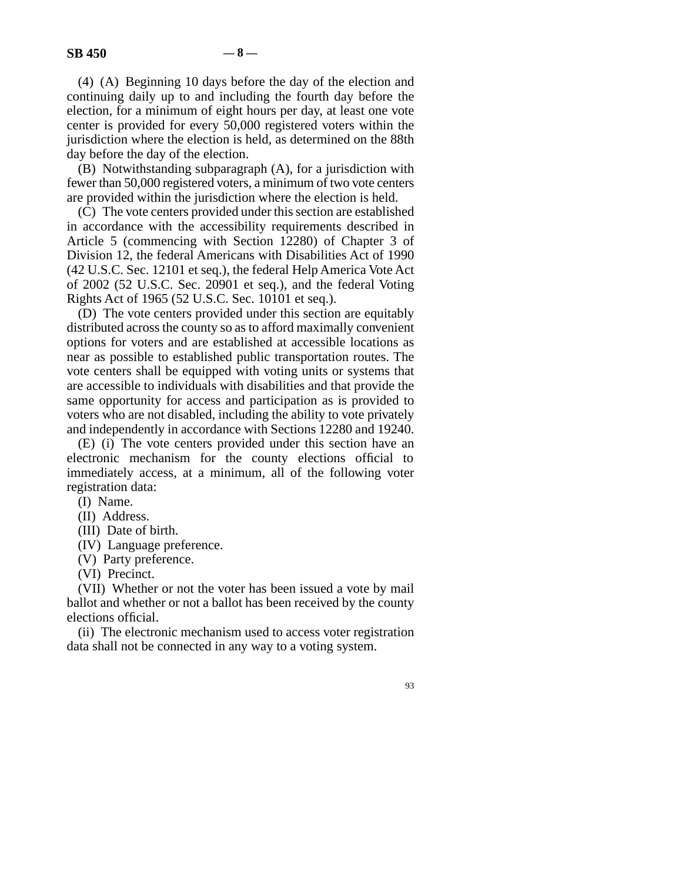(4) (A) Beginning 10 days before the day of the election and continuing daily up to and including the fourth day before the election, for a minimum of eight hours per day, at least one vote center is provided for every 50,000 registered voters within the jurisdiction where the election is held, as determined on the 88th day before the day of the election.

(B) Notwithstanding subparagraph (A), for a jurisdiction with fewer than 50,000 registered voters, a minimum of two vote centers are provided within the jurisdiction where the election is held.

(C) The vote centers provided under this section are established in accordance with the accessibility requirements described in Article 5 (commencing with Section 12280) of Chapter 3 of Division 12, the federal Americans with Disabilities Act of 1990 (42 U.S.C. Sec. 12101 et seq.), the federal Help America Vote Act of 2002 (52 U.S.C. Sec. 20901 et seq.), and the federal Voting Rights Act of 1965 (52 U.S.C. Sec. 10101 et seq.).

(D) The vote centers provided under this section are equitably distributed across the county so as to afford maximally convenient options for voters and are established at accessible locations as near as possible to established public transportation routes. The vote centers shall be equipped with voting units or systems that are accessible to individuals with disabilities and that provide the same opportunity for access and participation as is provided to voters who are not disabled, including the ability to vote privately and independently in accordance with Sections 12280 and 19240.

(E) (i) The vote centers provided under this section have an electronic mechanism for the county elections official to immediately access, at a minimum, all of the following voter registration data:

(I) Name.

(II) Address.

(III) Date of birth.

(IV) Language preference.

(V) Party preference.

(VI) Precinct.

(VII) Whether or not the voter has been issued a vote by mail ballot and whether or not a ballot has been received by the county elections official.

(ii) The electronic mechanism used to access voter registration data shall not be connected in any way to a voting system.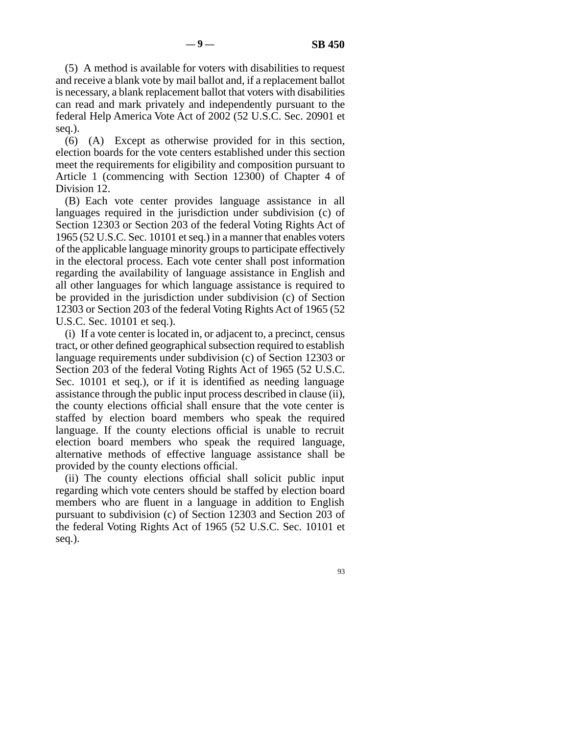(5) A method is available for voters with disabilities to request and receive a blank vote by mail ballot and, if a replacement ballot is necessary, a blank replacement ballot that voters with disabilities can read and mark privately and independently pursuant to the federal Help America Vote Act of 2002 (52 U.S.C. Sec. 20901 et seq.).

(6) (A) Except as otherwise provided for in this section, election boards for the vote centers established under this section meet the requirements for eligibility and composition pursuant to Article 1 (commencing with Section 12300) of Chapter 4 of Division 12.

(B) Each vote center provides language assistance in all languages required in the jurisdiction under subdivision (c) of Section 12303 or Section 203 of the federal Voting Rights Act of 1965 (52 U.S.C. Sec. 10101 et seq.) in a manner that enables voters of the applicable language minority groups to participate effectively in the electoral process. Each vote center shall post information regarding the availability of language assistance in English and all other languages for which language assistance is required to be provided in the jurisdiction under subdivision (c) of Section 12303 or Section 203 of the federal Voting Rights Act of 1965 (52 U.S.C. Sec. 10101 et seq.).

(i) If a vote center is located in, or adjacent to, a precinct, census tract, or other defined geographical subsection required to establish language requirements under subdivision (c) of Section 12303 or Section 203 of the federal Voting Rights Act of 1965 (52 U.S.C. Sec. 10101 et seq.), or if it is identified as needing language assistance through the public input process described in clause (ii), the county elections official shall ensure that the vote center is staffed by election board members who speak the required language. If the county elections official is unable to recruit election board members who speak the required language, alternative methods of effective language assistance shall be provided by the county elections official.

(ii) The county elections official shall solicit public input regarding which vote centers should be staffed by election board members who are fluent in a language in addition to English pursuant to subdivision (c) of Section 12303 and Section 203 of the federal Voting Rights Act of 1965 (52 U.S.C. Sec. 10101 et seq.).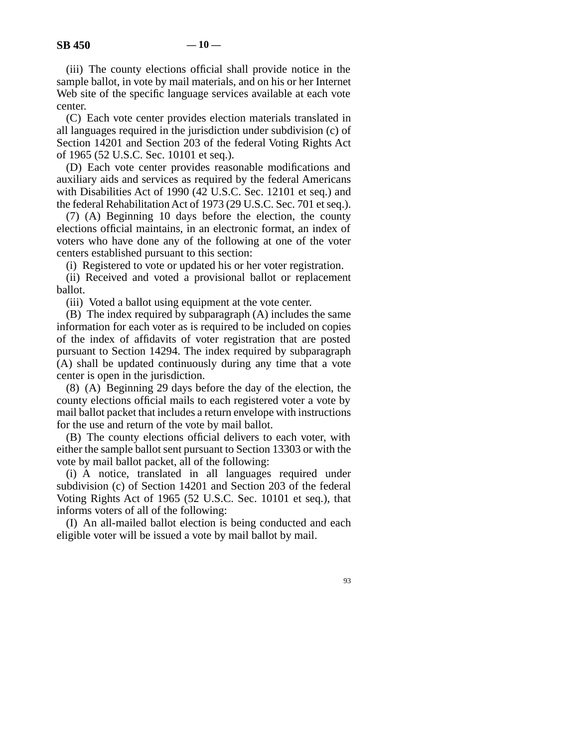(iii) The county elections official shall provide notice in the sample ballot, in vote by mail materials, and on his or her Internet Web site of the specific language services available at each vote center.

(C) Each vote center provides election materials translated in all languages required in the jurisdiction under subdivision (c) of Section 14201 and Section 203 of the federal Voting Rights Act of 1965 (52 U.S.C. Sec. 10101 et seq.).

(D) Each vote center provides reasonable modifications and auxiliary aids and services as required by the federal Americans with Disabilities Act of 1990 (42 U.S.C. Sec. 12101 et seq.) and the federal Rehabilitation Act of 1973 (29 U.S.C. Sec. 701 et seq.).

(7) (A) Beginning 10 days before the election, the county elections official maintains, in an electronic format, an index of voters who have done any of the following at one of the voter centers established pursuant to this section:

(i) Registered to vote or updated his or her voter registration.

(ii) Received and voted a provisional ballot or replacement ballot.

(iii) Voted a ballot using equipment at the vote center.

(B) The index required by subparagraph (A) includes the same information for each voter as is required to be included on copies of the index of affidavits of voter registration that are posted pursuant to Section 14294. The index required by subparagraph (A) shall be updated continuously during any time that a vote center is open in the jurisdiction.

(8) (A) Beginning 29 days before the day of the election, the county elections official mails to each registered voter a vote by mail ballot packet that includes a return envelope with instructions for the use and return of the vote by mail ballot.

(B) The county elections official delivers to each voter, with either the sample ballot sent pursuant to Section 13303 or with the vote by mail ballot packet, all of the following:

(i) A notice, translated in all languages required under subdivision (c) of Section 14201 and Section 203 of the federal Voting Rights Act of 1965 (52 U.S.C. Sec. 10101 et seq.), that informs voters of all of the following:

(I) An all-mailed ballot election is being conducted and each eligible voter will be issued a vote by mail ballot by mail.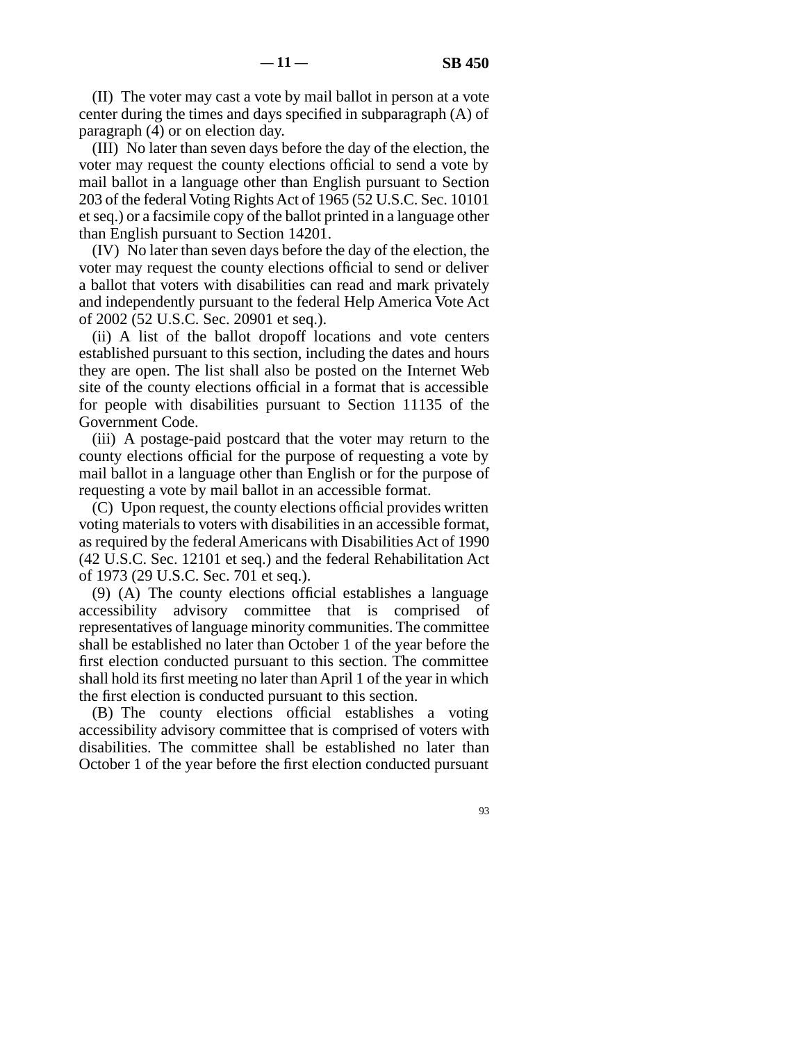(II) The voter may cast a vote by mail ballot in person at a vote center during the times and days specified in subparagraph (A) of paragraph (4) or on election day.

(III) No later than seven days before the day of the election, the voter may request the county elections official to send a vote by mail ballot in a language other than English pursuant to Section 203 of the federal Voting Rights Act of 1965 (52 U.S.C. Sec. 10101 et seq.) or a facsimile copy of the ballot printed in a language other than English pursuant to Section 14201.

(IV) No later than seven days before the day of the election, the voter may request the county elections official to send or deliver a ballot that voters with disabilities can read and mark privately and independently pursuant to the federal Help America Vote Act of 2002 (52 U.S.C. Sec. 20901 et seq.).

(ii) A list of the ballot dropoff locations and vote centers established pursuant to this section, including the dates and hours they are open. The list shall also be posted on the Internet Web site of the county elections official in a format that is accessible for people with disabilities pursuant to Section 11135 of the Government Code.

(iii) A postage-paid postcard that the voter may return to the county elections official for the purpose of requesting a vote by mail ballot in a language other than English or for the purpose of requesting a vote by mail ballot in an accessible format.

(C) Upon request, the county elections official provides written voting materials to voters with disabilities in an accessible format, as required by the federal Americans with Disabilities Act of 1990 (42 U.S.C. Sec. 12101 et seq.) and the federal Rehabilitation Act of 1973 (29 U.S.C. Sec. 701 et seq.).

(9) (A) The county elections official establishes a language accessibility advisory committee that is comprised of representatives of language minority communities. The committee shall be established no later than October 1 of the year before the first election conducted pursuant to this section. The committee shall hold its first meeting no later than April 1 of the year in which the first election is conducted pursuant to this section.

(B) The county elections official establishes a voting accessibility advisory committee that is comprised of voters with disabilities. The committee shall be established no later than October 1 of the year before the first election conducted pursuant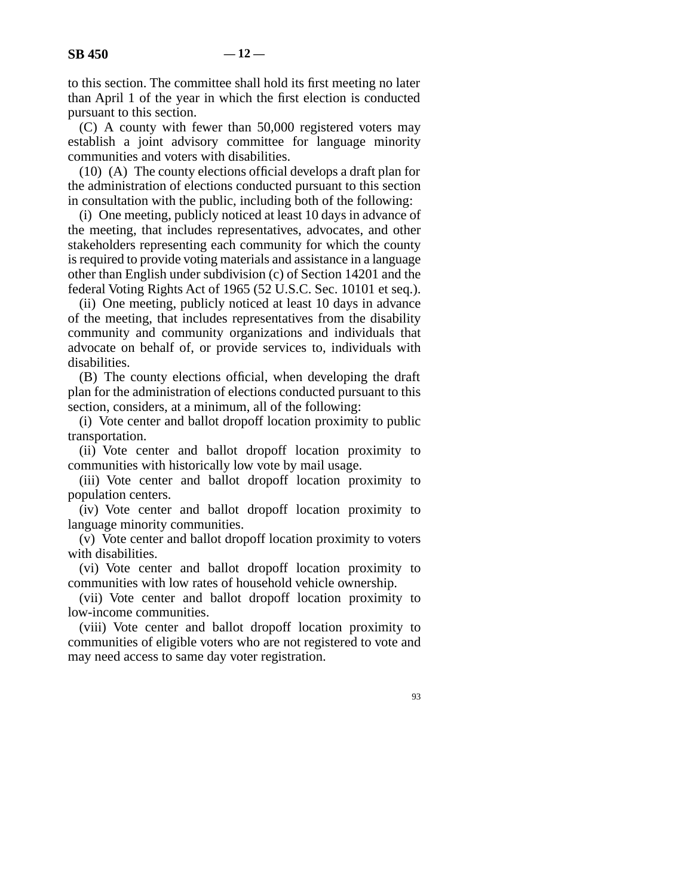to this section. The committee shall hold its first meeting no later than April 1 of the year in which the first election is conducted pursuant to this section.

(C) A county with fewer than 50,000 registered voters may establish a joint advisory committee for language minority communities and voters with disabilities.

(10) (A) The county elections official develops a draft plan for the administration of elections conducted pursuant to this section in consultation with the public, including both of the following:

(i) One meeting, publicly noticed at least 10 days in advance of the meeting, that includes representatives, advocates, and other stakeholders representing each community for which the county is required to provide voting materials and assistance in a language other than English under subdivision (c) of Section 14201 and the federal Voting Rights Act of 1965 (52 U.S.C. Sec. 10101 et seq.).

(ii) One meeting, publicly noticed at least 10 days in advance of the meeting, that includes representatives from the disability community and community organizations and individuals that advocate on behalf of, or provide services to, individuals with disabilities.

(B) The county elections official, when developing the draft plan for the administration of elections conducted pursuant to this section, considers, at a minimum, all of the following:

(i) Vote center and ballot dropoff location proximity to public transportation.

(ii) Vote center and ballot dropoff location proximity to communities with historically low vote by mail usage.

(iii) Vote center and ballot dropoff location proximity to population centers.

(iv) Vote center and ballot dropoff location proximity to language minority communities.

(v) Vote center and ballot dropoff location proximity to voters with disabilities.

(vi) Vote center and ballot dropoff location proximity to communities with low rates of household vehicle ownership.

(vii) Vote center and ballot dropoff location proximity to low-income communities.

(viii) Vote center and ballot dropoff location proximity to communities of eligible voters who are not registered to vote and may need access to same day voter registration.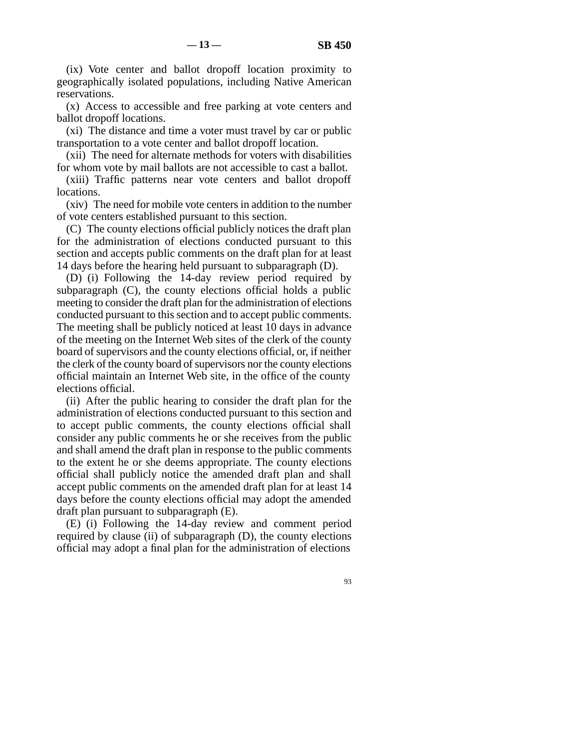(ix) Vote center and ballot dropoff location proximity to geographically isolated populations, including Native American reservations.

(x) Access to accessible and free parking at vote centers and ballot dropoff locations.

(xi) The distance and time a voter must travel by car or public transportation to a vote center and ballot dropoff location.

(xii) The need for alternate methods for voters with disabilities for whom vote by mail ballots are not accessible to cast a ballot.

(xiii) Traffic patterns near vote centers and ballot dropoff locations.

(xiv) The need for mobile vote centers in addition to the number of vote centers established pursuant to this section.

(C) The county elections official publicly notices the draft plan for the administration of elections conducted pursuant to this section and accepts public comments on the draft plan for at least 14 days before the hearing held pursuant to subparagraph (D).

(D) (i) Following the 14-day review period required by subparagraph (C), the county elections official holds a public meeting to consider the draft plan for the administration of elections conducted pursuant to this section and to accept public comments. The meeting shall be publicly noticed at least 10 days in advance of the meeting on the Internet Web sites of the clerk of the county board of supervisors and the county elections official, or, if neither the clerk of the county board of supervisors nor the county elections official maintain an Internet Web site, in the office of the county elections official.

(ii) After the public hearing to consider the draft plan for the administration of elections conducted pursuant to this section and to accept public comments, the county elections official shall consider any public comments he or she receives from the public and shall amend the draft plan in response to the public comments to the extent he or she deems appropriate. The county elections official shall publicly notice the amended draft plan and shall accept public comments on the amended draft plan for at least 14 days before the county elections official may adopt the amended draft plan pursuant to subparagraph (E).

(E) (i) Following the 14-day review and comment period required by clause (ii) of subparagraph (D), the county elections official may adopt a final plan for the administration of elections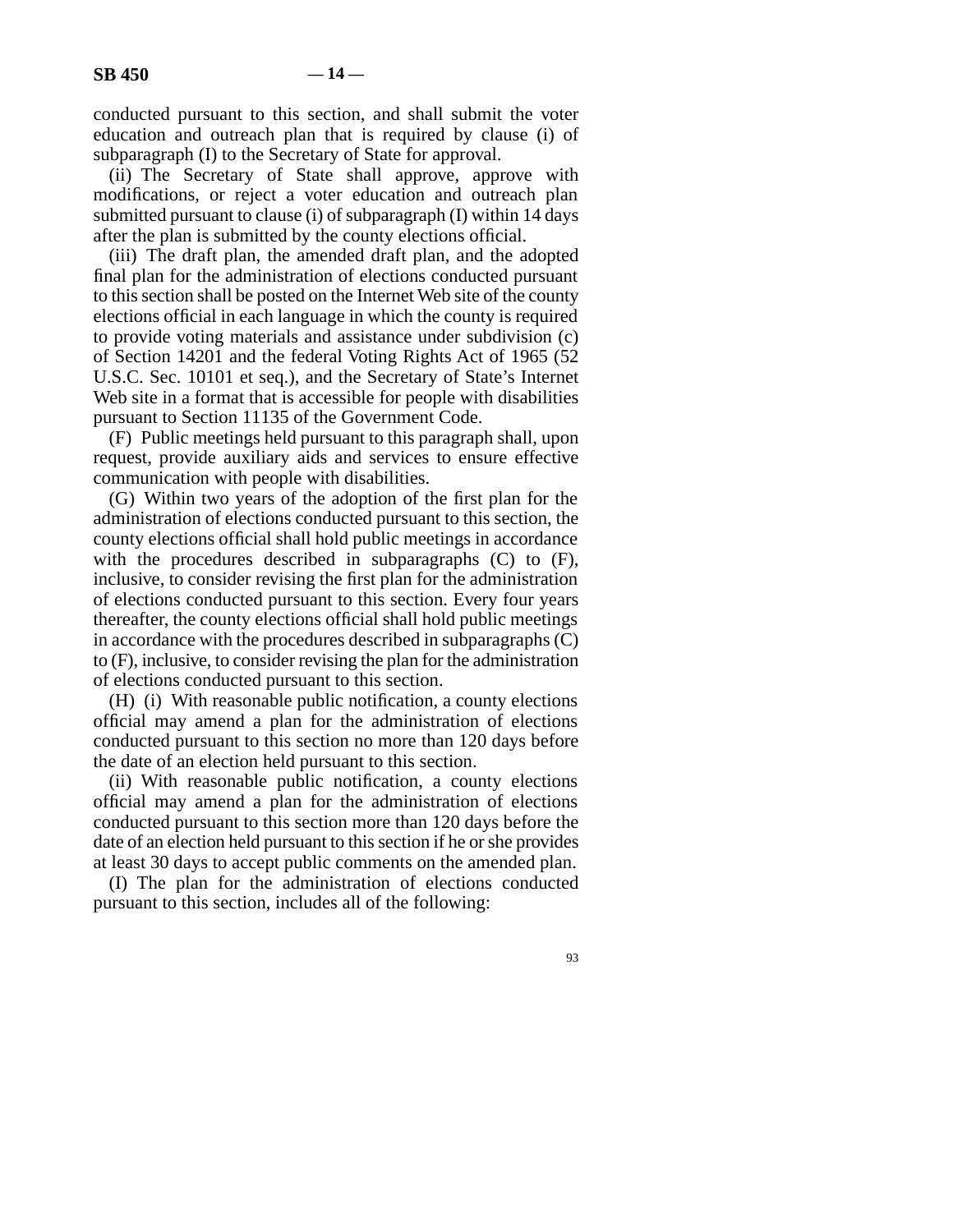conducted pursuant to this section, and shall submit the voter education and outreach plan that is required by clause (i) of subparagraph (I) to the Secretary of State for approval.

(ii) The Secretary of State shall approve, approve with modifications, or reject a voter education and outreach plan submitted pursuant to clause (i) of subparagraph (I) within 14 days after the plan is submitted by the county elections official.

(iii) The draft plan, the amended draft plan, and the adopted final plan for the administration of elections conducted pursuant to this section shall be posted on the Internet Web site of the county elections official in each language in which the county is required to provide voting materials and assistance under subdivision (c) of Section 14201 and the federal Voting Rights Act of 1965 (52 U.S.C. Sec. 10101 et seq.), and the Secretary of State's Internet Web site in a format that is accessible for people with disabilities pursuant to Section 11135 of the Government Code.

(F) Public meetings held pursuant to this paragraph shall, upon request, provide auxiliary aids and services to ensure effective communication with people with disabilities.

(G) Within two years of the adoption of the first plan for the administration of elections conducted pursuant to this section, the county elections official shall hold public meetings in accordance with the procedures described in subparagraphs (C) to (F), inclusive, to consider revising the first plan for the administration of elections conducted pursuant to this section. Every four years thereafter, the county elections official shall hold public meetings in accordance with the procedures described in subparagraphs (C) to (F), inclusive, to consider revising the plan for the administration of elections conducted pursuant to this section.

(H) (i) With reasonable public notification, a county elections official may amend a plan for the administration of elections conducted pursuant to this section no more than 120 days before the date of an election held pursuant to this section.

(ii) With reasonable public notification, a county elections official may amend a plan for the administration of elections conducted pursuant to this section more than 120 days before the date of an election held pursuant to this section if he or she provides at least 30 days to accept public comments on the amended plan.

(I) The plan for the administration of elections conducted pursuant to this section, includes all of the following: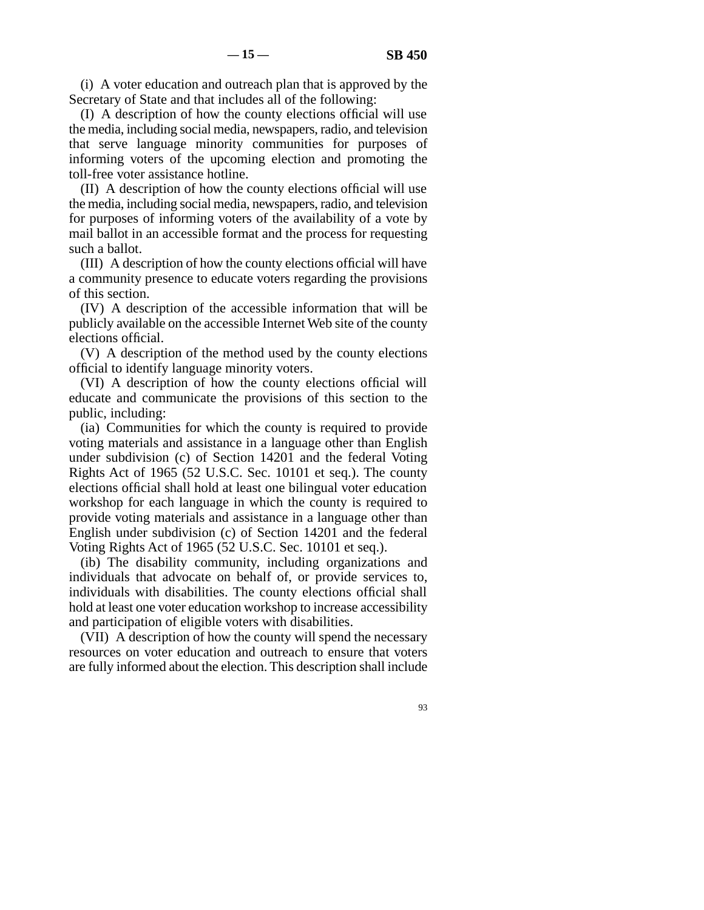(i) A voter education and outreach plan that is approved by the Secretary of State and that includes all of the following:

(I) A description of how the county elections official will use the media, including social media, newspapers, radio, and television that serve language minority communities for purposes of informing voters of the upcoming election and promoting the toll-free voter assistance hotline.

(II) A description of how the county elections official will use the media, including social media, newspapers, radio, and television for purposes of informing voters of the availability of a vote by mail ballot in an accessible format and the process for requesting such a ballot.

(III) A description of how the county elections official will have a community presence to educate voters regarding the provisions of this section.

(IV) A description of the accessible information that will be publicly available on the accessible Internet Web site of the county elections official.

(V) A description of the method used by the county elections official to identify language minority voters.

(VI) A description of how the county elections official will educate and communicate the provisions of this section to the public, including:

(ia) Communities for which the county is required to provide voting materials and assistance in a language other than English under subdivision (c) of Section 14201 and the federal Voting Rights Act of 1965 (52 U.S.C. Sec. 10101 et seq.). The county elections official shall hold at least one bilingual voter education workshop for each language in which the county is required to provide voting materials and assistance in a language other than English under subdivision (c) of Section 14201 and the federal Voting Rights Act of 1965 (52 U.S.C. Sec. 10101 et seq.).

(ib) The disability community, including organizations and individuals that advocate on behalf of, or provide services to, individuals with disabilities. The county elections official shall hold at least one voter education workshop to increase accessibility and participation of eligible voters with disabilities.

(VII) A description of how the county will spend the necessary resources on voter education and outreach to ensure that voters are fully informed about the election. This description shall include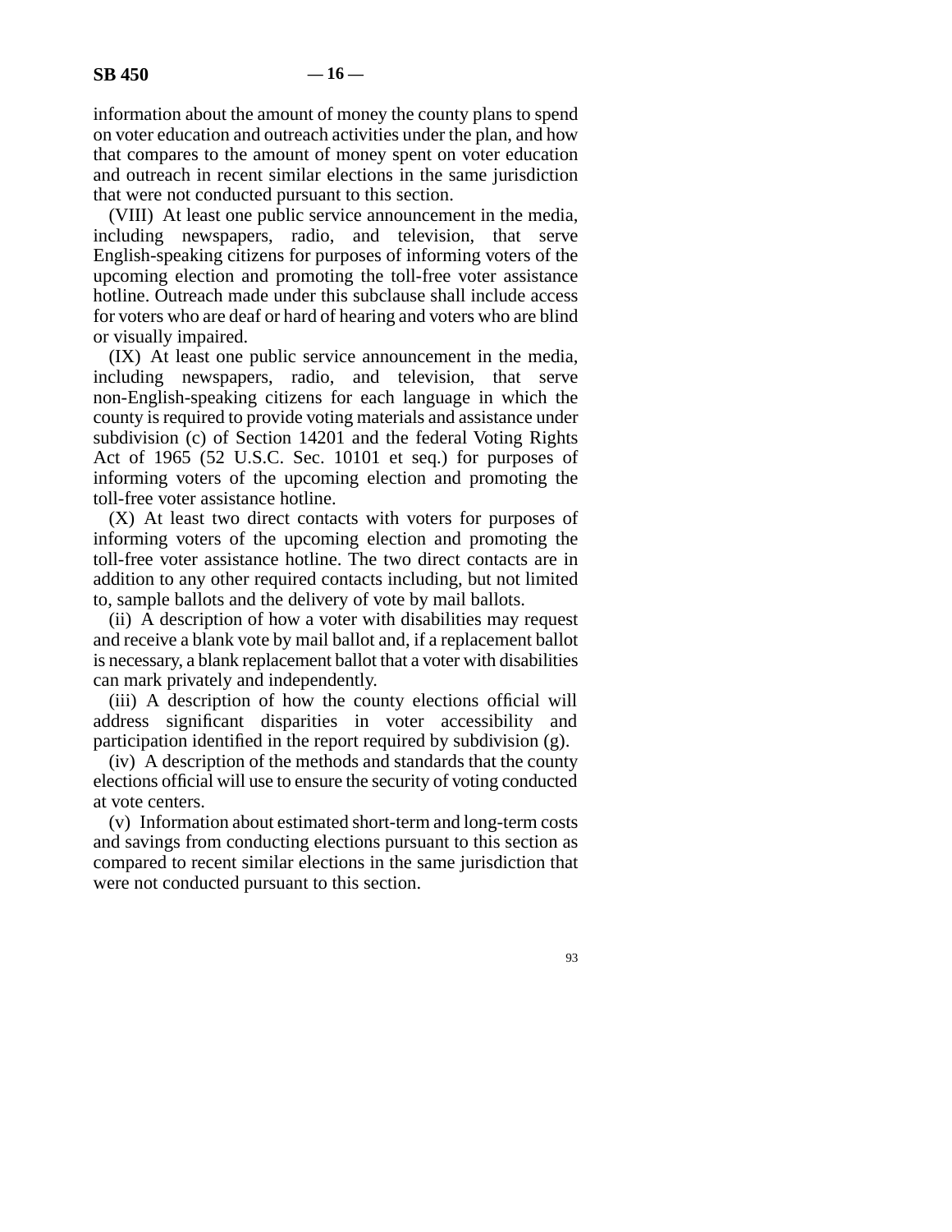information about the amount of money the county plans to spend on voter education and outreach activities under the plan, and how that compares to the amount of money spent on voter education and outreach in recent similar elections in the same jurisdiction that were not conducted pursuant to this section.

(VIII) At least one public service announcement in the media, including newspapers, radio, and television, that serve English-speaking citizens for purposes of informing voters of the upcoming election and promoting the toll-free voter assistance hotline. Outreach made under this subclause shall include access for voters who are deaf or hard of hearing and voters who are blind or visually impaired.

(IX) At least one public service announcement in the media, including newspapers, radio, and television, that serve non-English-speaking citizens for each language in which the county is required to provide voting materials and assistance under subdivision (c) of Section 14201 and the federal Voting Rights Act of 1965 (52 U.S.C. Sec. 10101 et seq.) for purposes of informing voters of the upcoming election and promoting the toll-free voter assistance hotline.

(X) At least two direct contacts with voters for purposes of informing voters of the upcoming election and promoting the toll-free voter assistance hotline. The two direct contacts are in addition to any other required contacts including, but not limited to, sample ballots and the delivery of vote by mail ballots.

(ii) A description of how a voter with disabilities may request and receive a blank vote by mail ballot and, if a replacement ballot is necessary, a blank replacement ballot that a voter with disabilities can mark privately and independently.

(iii) A description of how the county elections official will address significant disparities in voter accessibility and participation identified in the report required by subdivision (g).

(iv) A description of the methods and standards that the county elections official will use to ensure the security of voting conducted at vote centers.

(v) Information about estimated short-term and long-term costs and savings from conducting elections pursuant to this section as compared to recent similar elections in the same jurisdiction that were not conducted pursuant to this section.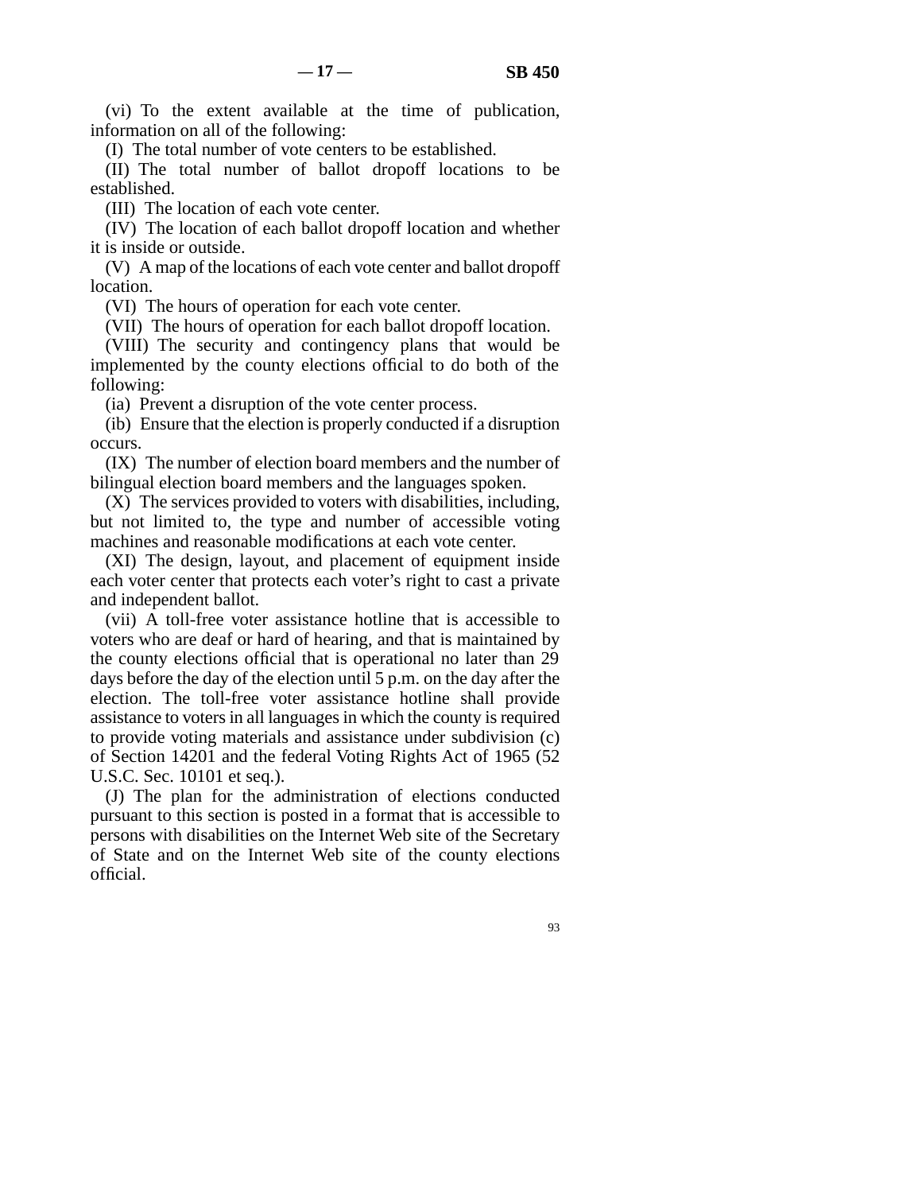(vi) To the extent available at the time of publication, information on all of the following:

(I) The total number of vote centers to be established.

(II) The total number of ballot dropoff locations to be established.

(III) The location of each vote center.

(IV) The location of each ballot dropoff location and whether it is inside or outside.

(V) A map of the locations of each vote center and ballot dropoff location.

(VI) The hours of operation for each vote center.

(VII) The hours of operation for each ballot dropoff location.

(VIII) The security and contingency plans that would be implemented by the county elections official to do both of the following:

(ia) Prevent a disruption of the vote center process.

(ib) Ensure that the election is properly conducted if a disruption occurs.

(IX) The number of election board members and the number of bilingual election board members and the languages spoken.

(X) The services provided to voters with disabilities, including, but not limited to, the type and number of accessible voting machines and reasonable modifications at each vote center.

(XI) The design, layout, and placement of equipment inside each voter center that protects each voter's right to cast a private and independent ballot.

(vii) A toll-free voter assistance hotline that is accessible to voters who are deaf or hard of hearing, and that is maintained by the county elections official that is operational no later than 29 days before the day of the election until 5 p.m. on the day after the election. The toll-free voter assistance hotline shall provide assistance to voters in all languages in which the county is required to provide voting materials and assistance under subdivision (c) of Section 14201 and the federal Voting Rights Act of 1965 (52 U.S.C. Sec. 10101 et seq.).

(J) The plan for the administration of elections conducted pursuant to this section is posted in a format that is accessible to persons with disabilities on the Internet Web site of the Secretary of State and on the Internet Web site of the county elections official.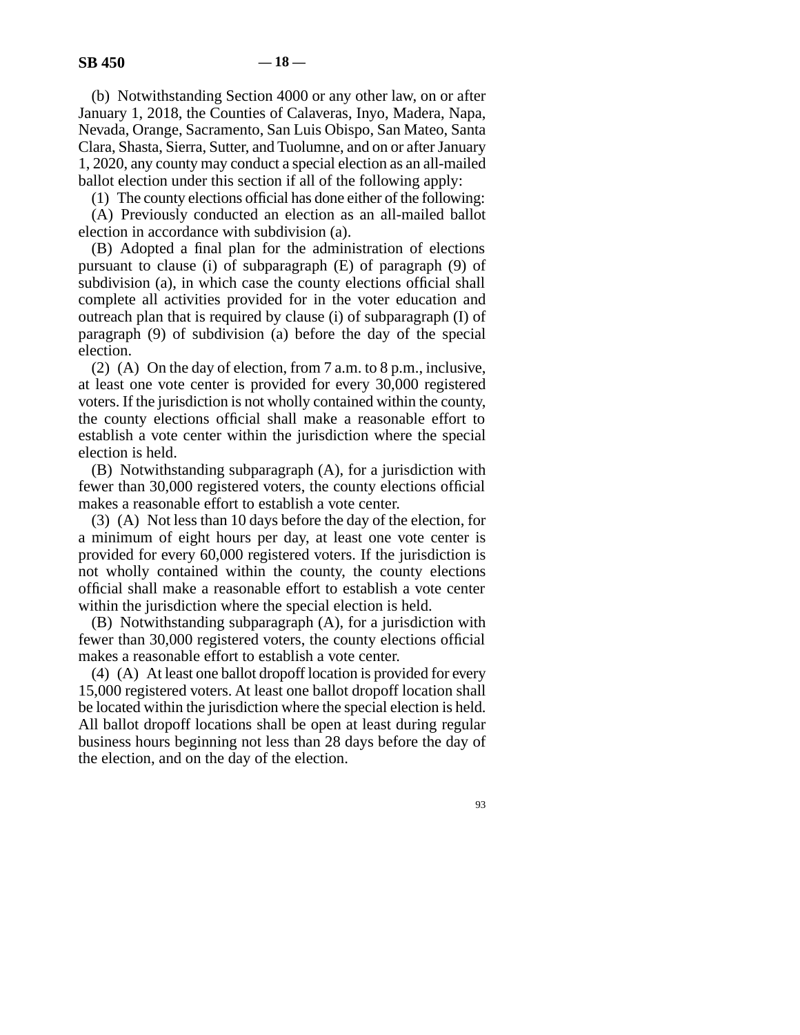(b) Notwithstanding Section 4000 or any other law, on or after January 1, 2018, the Counties of Calaveras, Inyo, Madera, Napa, Nevada, Orange, Sacramento, San Luis Obispo, San Mateo, Santa Clara, Shasta, Sierra, Sutter, and Tuolumne, and on or after January 1, 2020, any county may conduct a special election as an all-mailed ballot election under this section if all of the following apply:

(1) The county elections official has done either of the following:

(A) Previously conducted an election as an all-mailed ballot election in accordance with subdivision (a).

(B) Adopted a final plan for the administration of elections pursuant to clause (i) of subparagraph (E) of paragraph (9) of subdivision (a), in which case the county elections official shall complete all activities provided for in the voter education and outreach plan that is required by clause (i) of subparagraph (I) of paragraph (9) of subdivision (a) before the day of the special election.

(2) (A) On the day of election, from 7 a.m. to 8 p.m., inclusive, at least one vote center is provided for every 30,000 registered voters. If the jurisdiction is not wholly contained within the county, the county elections official shall make a reasonable effort to establish a vote center within the jurisdiction where the special election is held.

(B) Notwithstanding subparagraph (A), for a jurisdiction with fewer than 30,000 registered voters, the county elections official makes a reasonable effort to establish a vote center.

(3) (A) Not less than 10 days before the day of the election, for a minimum of eight hours per day, at least one vote center is provided for every 60,000 registered voters. If the jurisdiction is not wholly contained within the county, the county elections official shall make a reasonable effort to establish a vote center within the jurisdiction where the special election is held.

(B) Notwithstanding subparagraph (A), for a jurisdiction with fewer than 30,000 registered voters, the county elections official makes a reasonable effort to establish a vote center.

(4) (A) At least one ballot dropoff location is provided for every 15,000 registered voters. At least one ballot dropoff location shall be located within the jurisdiction where the special election is held. All ballot dropoff locations shall be open at least during regular business hours beginning not less than 28 days before the day of the election, and on the day of the election.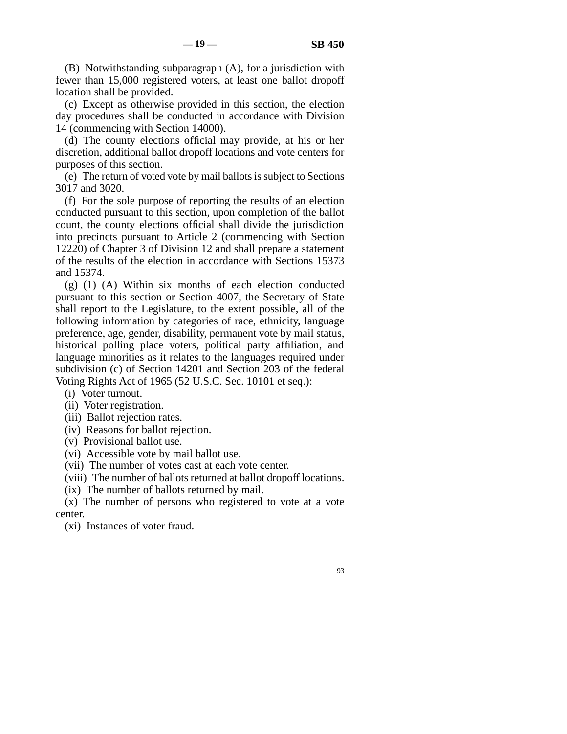(B) Notwithstanding subparagraph (A), for a jurisdiction with fewer than 15,000 registered voters, at least one ballot dropoff location shall be provided.

(c) Except as otherwise provided in this section, the election day procedures shall be conducted in accordance with Division 14 (commencing with Section 14000).

(d) The county elections official may provide, at his or her discretion, additional ballot dropoff locations and vote centers for purposes of this section.

(e) The return of voted vote by mail ballots is subject to Sections 3017 and 3020.

(f) For the sole purpose of reporting the results of an election conducted pursuant to this section, upon completion of the ballot count, the county elections official shall divide the jurisdiction into precincts pursuant to Article 2 (commencing with Section 12220) of Chapter 3 of Division 12 and shall prepare a statement of the results of the election in accordance with Sections 15373 and 15374.

(g) (1) (A) Within six months of each election conducted pursuant to this section or Section 4007, the Secretary of State shall report to the Legislature, to the extent possible, all of the following information by categories of race, ethnicity, language preference, age, gender, disability, permanent vote by mail status, historical polling place voters, political party affiliation, and language minorities as it relates to the languages required under subdivision (c) of Section 14201 and Section 203 of the federal Voting Rights Act of 1965 (52 U.S.C. Sec. 10101 et seq.):

(i) Voter turnout.

(ii) Voter registration.

(iii) Ballot rejection rates.

(iv) Reasons for ballot rejection.

(v) Provisional ballot use.

(vi) Accessible vote by mail ballot use.

(vii) The number of votes cast at each vote center.

(viii) The number of ballots returned at ballot dropoff locations.

(ix) The number of ballots returned by mail.

(x) The number of persons who registered to vote at a vote center.

(xi) Instances of voter fraud.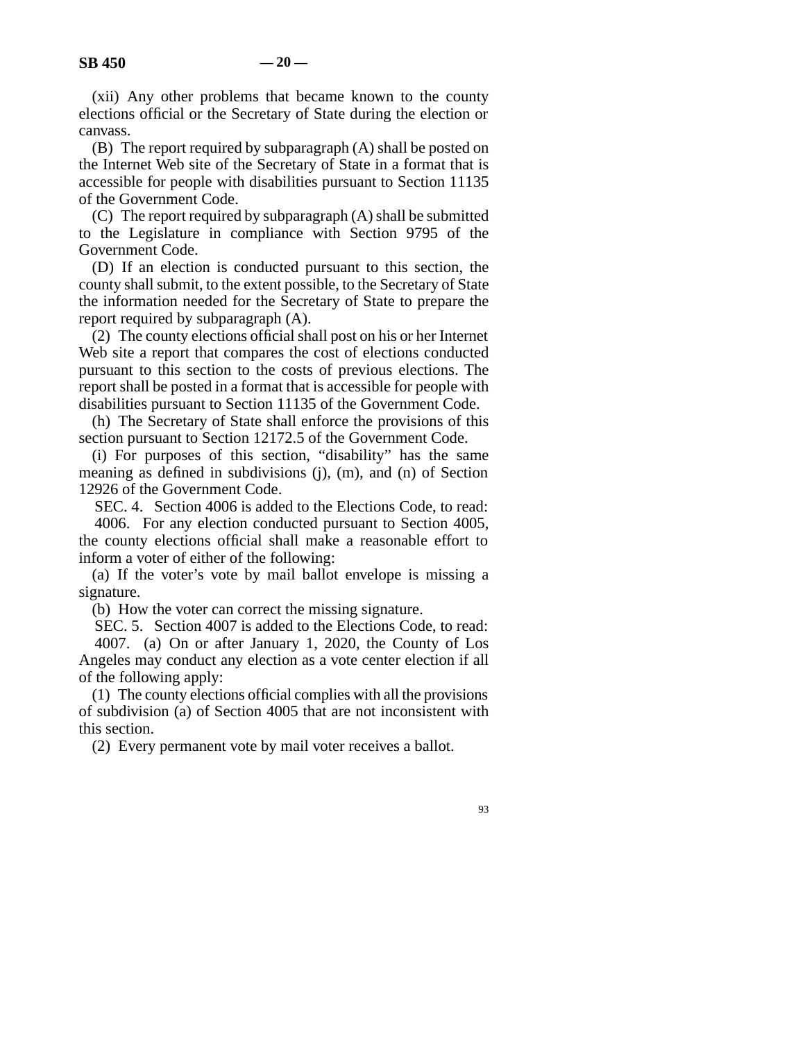(xii) Any other problems that became known to the county elections official or the Secretary of State during the election or canvass.

(B) The report required by subparagraph (A) shall be posted on the Internet Web site of the Secretary of State in a format that is accessible for people with disabilities pursuant to Section 11135 of the Government Code.

(C) The report required by subparagraph (A) shall be submitted to the Legislature in compliance with Section 9795 of the Government Code.

(D) If an election is conducted pursuant to this section, the county shall submit, to the extent possible, to the Secretary of State the information needed for the Secretary of State to prepare the report required by subparagraph (A).

(2) The county elections official shall post on his or her Internet Web site a report that compares the cost of elections conducted pursuant to this section to the costs of previous elections. The report shall be posted in a format that is accessible for people with disabilities pursuant to Section 11135 of the Government Code.

(h) The Secretary of State shall enforce the provisions of this section pursuant to Section 12172.5 of the Government Code.

(i) For purposes of this section, "disability" has the same meaning as defined in subdivisions (j), (m), and (n) of Section 12926 of the Government Code.

SEC. 4. Section 4006 is added to the Elections Code, to read:

4006. For any election conducted pursuant to Section 4005, the county elections official shall make a reasonable effort to inform a voter of either of the following:

(a) If the voter's vote by mail ballot envelope is missing a signature.

(b) How the voter can correct the missing signature.

SEC. 5. Section 4007 is added to the Elections Code, to read:

4007. (a) On or after January 1, 2020, the County of Los Angeles may conduct any election as a vote center election if all of the following apply:

(1) The county elections official complies with all the provisions of subdivision (a) of Section 4005 that are not inconsistent with this section.

(2) Every permanent vote by mail voter receives a ballot.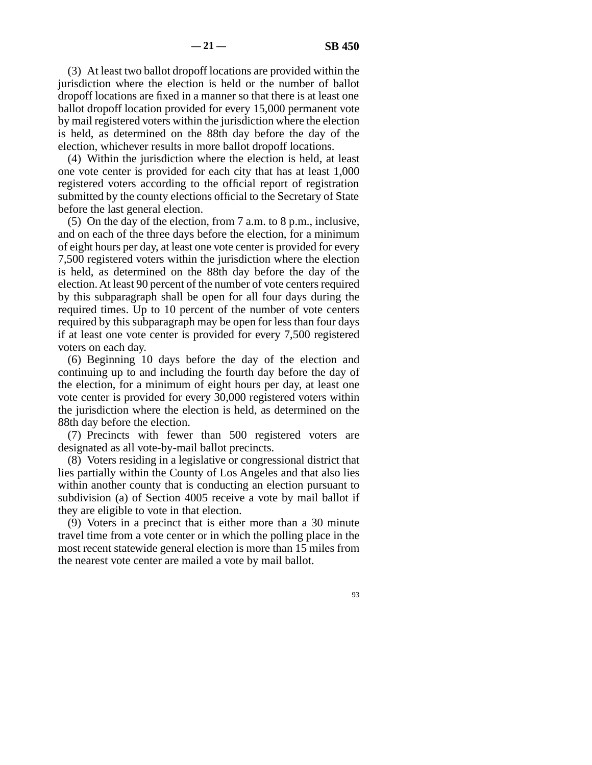(3) At least two ballot dropoff locations are provided within the jurisdiction where the election is held or the number of ballot dropoff locations are fixed in a manner so that there is at least one ballot dropoff location provided for every 15,000 permanent vote by mail registered voters within the jurisdiction where the election is held, as determined on the 88th day before the day of the election, whichever results in more ballot dropoff locations.

(4) Within the jurisdiction where the election is held, at least one vote center is provided for each city that has at least 1,000 registered voters according to the official report of registration submitted by the county elections official to the Secretary of State before the last general election.

(5) On the day of the election, from 7 a.m. to 8 p.m., inclusive, and on each of the three days before the election, for a minimum of eight hours per day, at least one vote center is provided for every 7,500 registered voters within the jurisdiction where the election is held, as determined on the 88th day before the day of the election. At least 90 percent of the number of vote centers required by this subparagraph shall be open for all four days during the required times. Up to 10 percent of the number of vote centers required by this subparagraph may be open for less than four days if at least one vote center is provided for every 7,500 registered voters on each day.

(6) Beginning 10 days before the day of the election and continuing up to and including the fourth day before the day of the election, for a minimum of eight hours per day, at least one vote center is provided for every 30,000 registered voters within the jurisdiction where the election is held, as determined on the 88th day before the election.

(7) Precincts with fewer than 500 registered voters are designated as all vote-by-mail ballot precincts.

(8) Voters residing in a legislative or congressional district that lies partially within the County of Los Angeles and that also lies within another county that is conducting an election pursuant to subdivision (a) of Section 4005 receive a vote by mail ballot if they are eligible to vote in that election.

(9) Voters in a precinct that is either more than a 30 minute travel time from a vote center or in which the polling place in the most recent statewide general election is more than 15 miles from the nearest vote center are mailed a vote by mail ballot.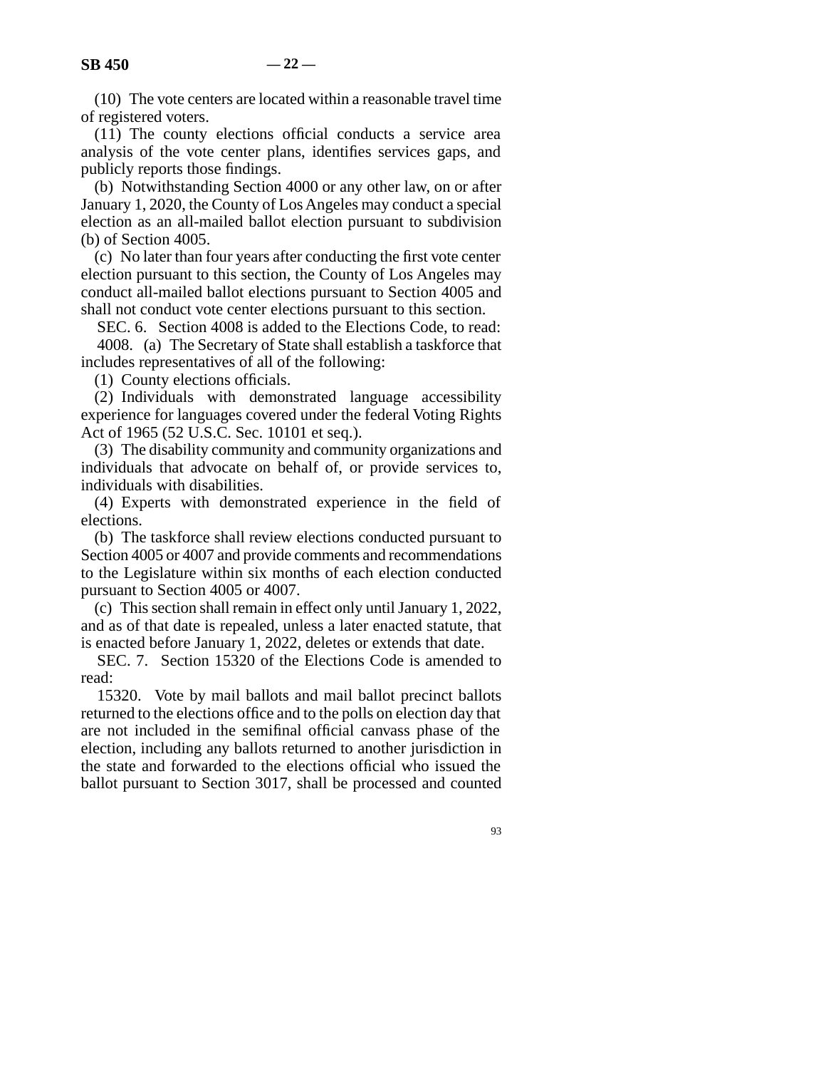(10) The vote centers are located within a reasonable travel time of registered voters.

(11) The county elections official conducts a service area analysis of the vote center plans, identifies services gaps, and publicly reports those findings.

(b) Notwithstanding Section 4000 or any other law, on or after January 1, 2020, the County of Los Angeles may conduct a special election as an all-mailed ballot election pursuant to subdivision (b) of Section 4005.

(c) No later than four years after conducting the first vote center election pursuant to this section, the County of Los Angeles may conduct all-mailed ballot elections pursuant to Section 4005 and shall not conduct vote center elections pursuant to this section.

SEC. 6. Section 4008 is added to the Elections Code, to read:

4008. (a) The Secretary of State shall establish a taskforce that includes representatives of all of the following:

(1) County elections officials.

(2) Individuals with demonstrated language accessibility experience for languages covered under the federal Voting Rights Act of 1965 (52 U.S.C. Sec. 10101 et seq.).

(3) The disability community and community organizations and individuals that advocate on behalf of, or provide services to, individuals with disabilities.

(4) Experts with demonstrated experience in the field of elections.

(b) The taskforce shall review elections conducted pursuant to Section 4005 or 4007 and provide comments and recommendations to the Legislature within six months of each election conducted pursuant to Section 4005 or 4007.

(c) This section shall remain in effect only until January 1, 2022, and as of that date is repealed, unless a later enacted statute, that is enacted before January 1, 2022, deletes or extends that date.

SEC. 7. Section 15320 of the Elections Code is amended to read:

15320. Vote by mail ballots and mail ballot precinct ballots returned to the elections office and to the polls on election day that are not included in the semifinal official canvass phase of the election, including any ballots returned to another jurisdiction in the state and forwarded to the elections official who issued the ballot pursuant to Section 3017, shall be processed and counted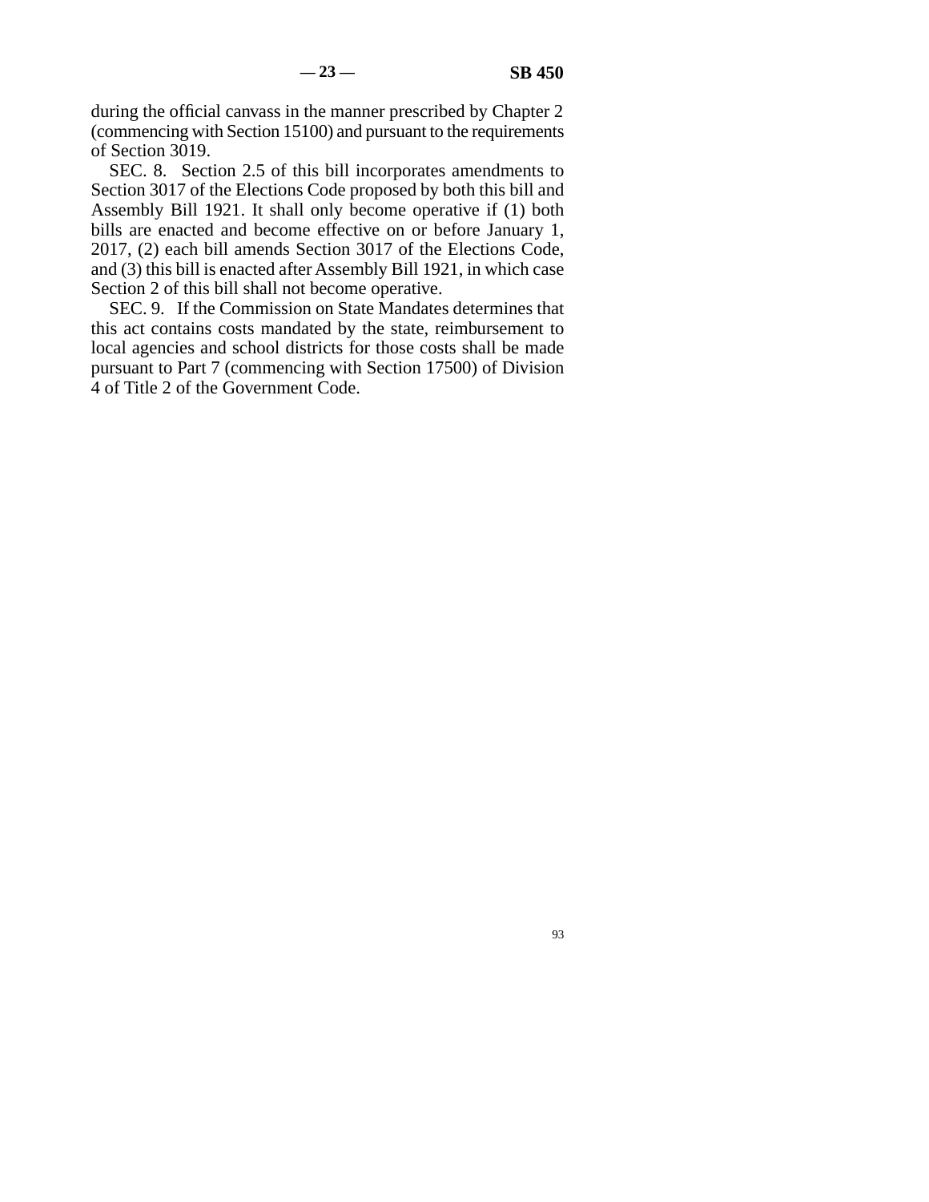during the official canvass in the manner prescribed by Chapter 2 (commencing with Section 15100) and pursuant to the requirements of Section 3019.

SEC. 8. Section 2.5 of this bill incorporates amendments to Section 3017 of the Elections Code proposed by both this bill and Assembly Bill 1921. It shall only become operative if (1) both bills are enacted and become effective on or before January 1, 2017, (2) each bill amends Section 3017 of the Elections Code, and (3) this bill is enacted after Assembly Bill 1921, in which case Section 2 of this bill shall not become operative.

SEC. 9. If the Commission on State Mandates determines that this act contains costs mandated by the state, reimbursement to local agencies and school districts for those costs shall be made pursuant to Part 7 (commencing with Section 17500) of Division 4 of Title 2 of the Government Code.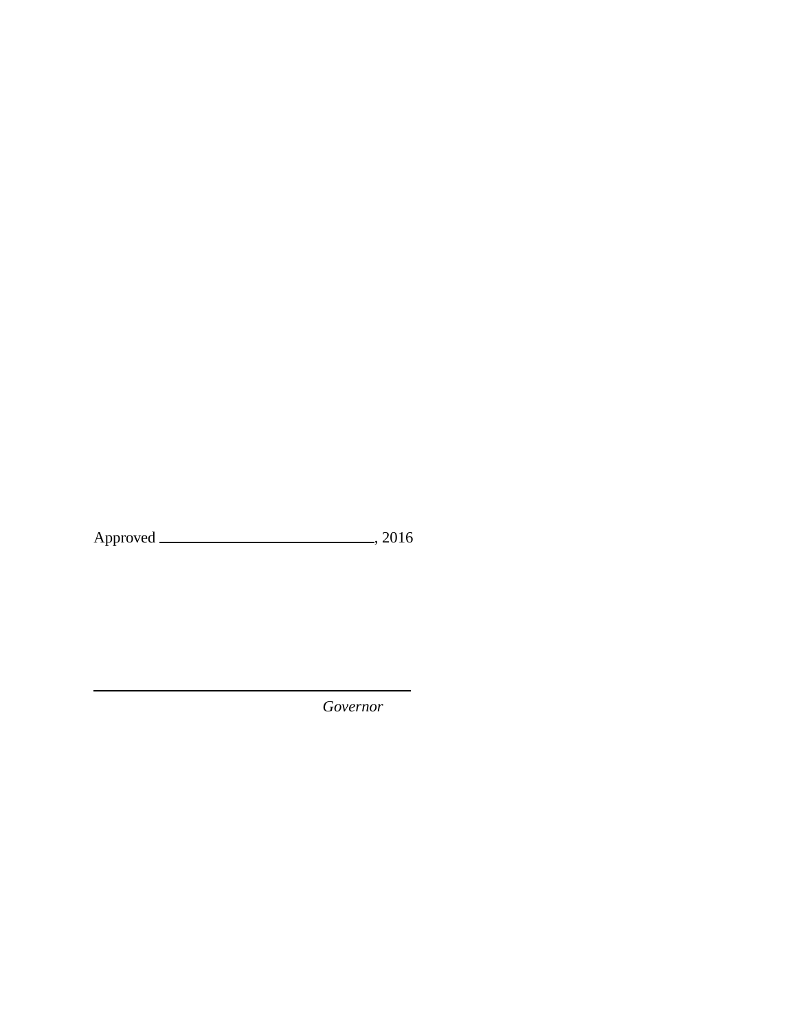Approved ____________________________, 2016

______________________________________

*Governor*